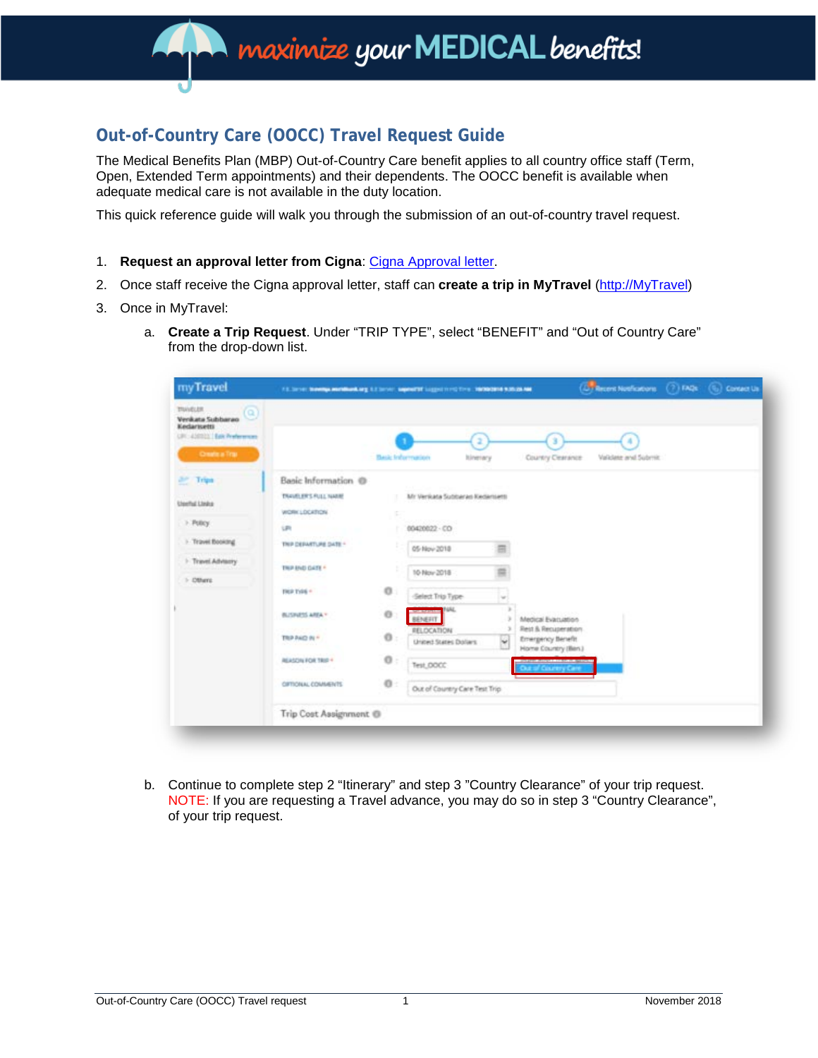# Out-of-Country Care (OOCC) Travel Request Guide

The Medical Benefits Plan (MBP) Out-of-Country Care benefit applies to all country office staff (Term, Open, Extended Term appointments) and their dependents. The OOCC benefit is available when adequate medical care is not available in the duty location.

This quick reference guide will walk you through the submission of an out-of-country travel request.

1. **Request an approval letter from Cigna**: Cigna Approval letter.
2. Once staff receive the Cigna approval letter, staff can **create a trip in MyTravel** (http://MyTravel)
3. Once in MyTravel:
   a. **Create a Trip Request**. Under "TRIP TYPE", select "BENEFIT" and "Out of Country Care" from the drop-down list.

   b. Continue to complete step 2 "Itinerary" and step 3 "Country Clearance" of your trip request. NOTE: If you are requesting a Travel advance, you may do so in step 3 "Country Clearance", of your trip request.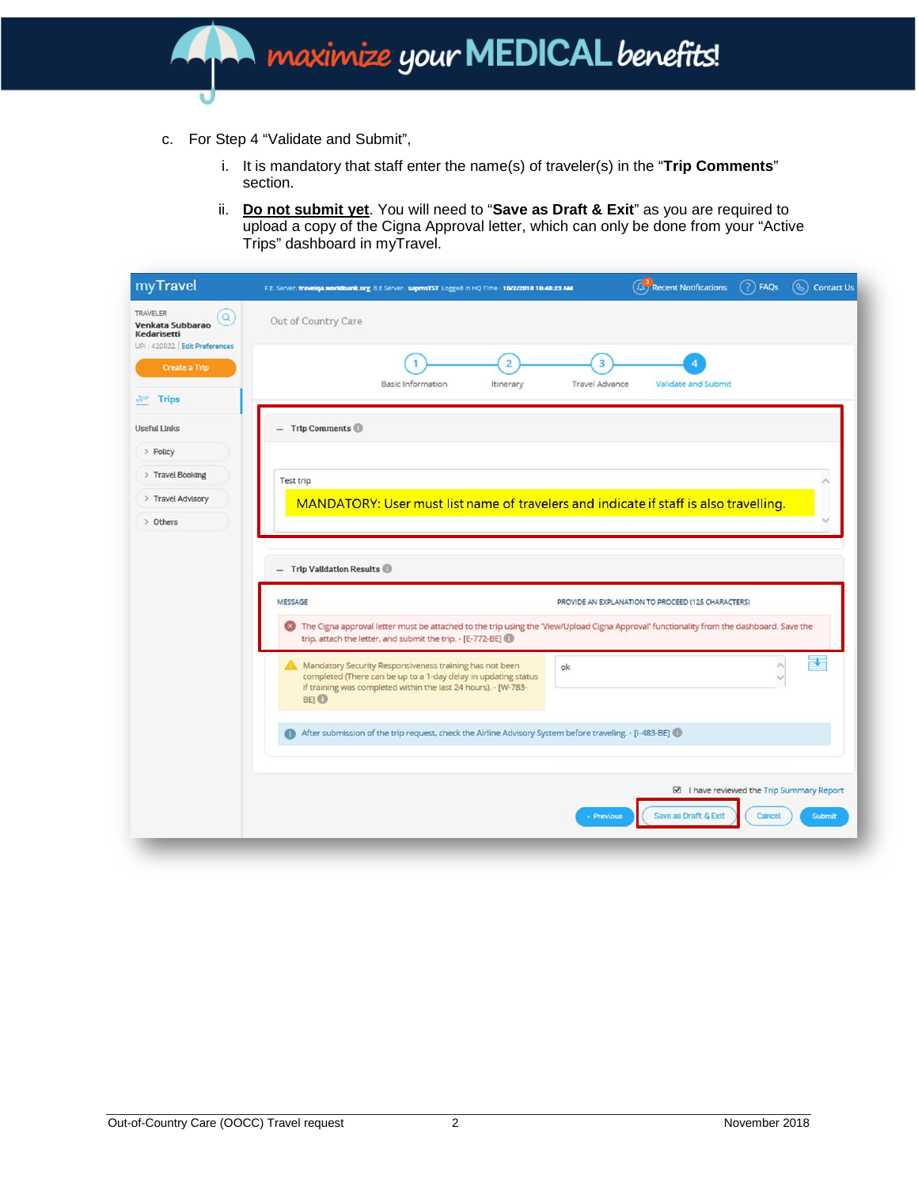c. For Step 4 "Validate and Submit",

   i. It is mandatory that staff enter the name(s) of traveler(s) in the "**Trip Comments**" section.

   ii. **Do not submit yet**. You will need to "**Save as Draft & Exit**" as you are required to upload a copy of the Cigna Approval letter, which can only be done from your "Active Trips" dashboard in myTravel.

myTravel

TRAVELER
Venkata Subbarao Kedarisetti
UPI : 420022 | Edit Preferences

Create a Trip

Trips

Useful Links
- Policy
- Travel Booking
- Travel Advisory
- Others

Out of Country Care

1 Basic Information — 2 Itinerary — 3 Travel Advance — 4 Validate and Submit

**Trip Comments**

Test trip

MANDATORY: User must list name of travelers and indicate if staff is also travelling.

**Trip Validation Results**

| MESSAGE | PROVIDE AN EXPLANATION TO PROCEED (125 CHARACTERS) |
| --- | --- |
| The Cigna approval letter must be attached to the trip using the 'View/Upload Cigna Approval' functionality from the dashboard. Save the trip, attach the letter, and submit the trip. - [E-772-BE] | |
| Mandatory Security Responsiveness training has not been completed (There can be up to a 1-day delay in updating status if training was completed within the last 24 hours). - [W-783-BE] | ok |
| After submission of the trip request, check the Airline Advisory System before traveling. - [I-483-BE] | |

I have reviewed the Trip Summary Report

Previous | Save as Draft & Exit | Cancel | Submit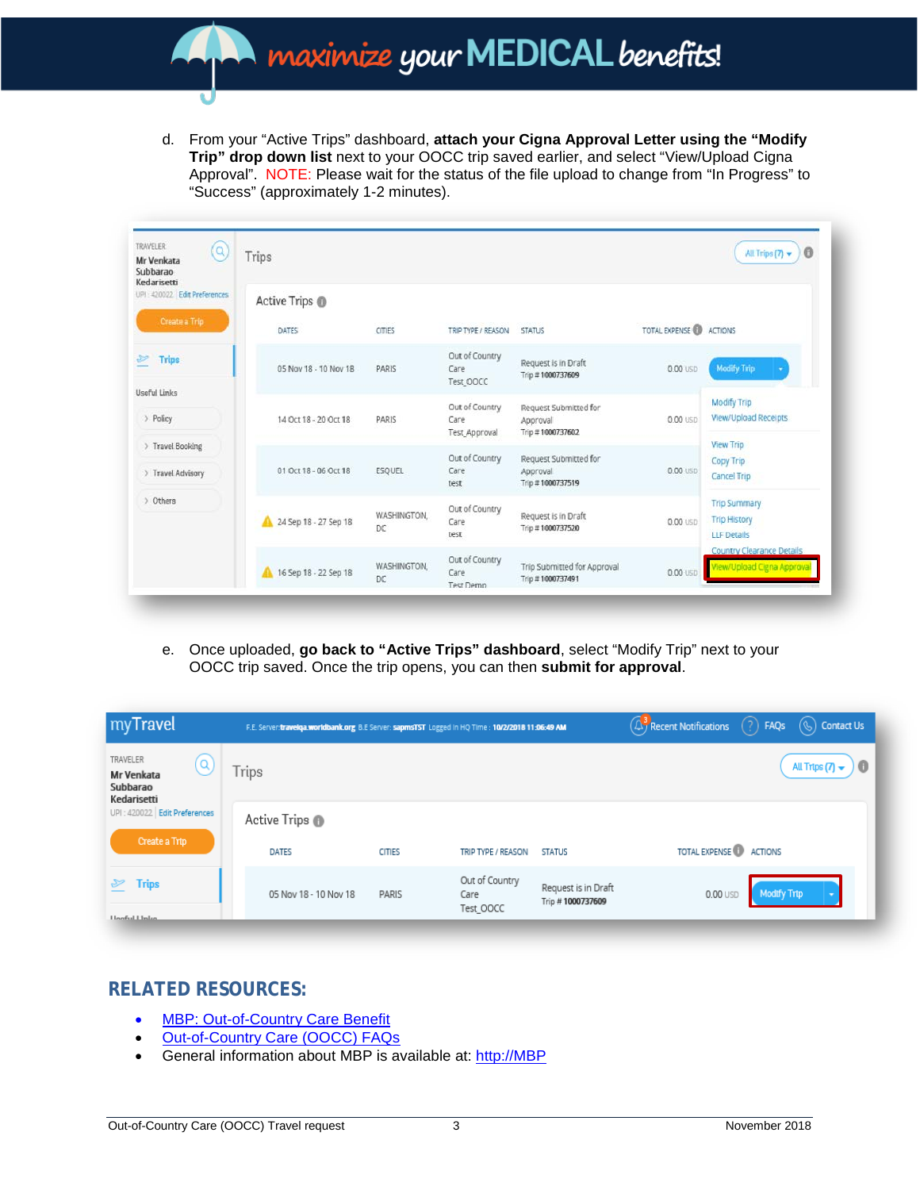d. From your "Active Trips" dashboard, **attach your Cigna Approval Letter using the "Modify Trip" drop down list** next to your OOCC trip saved earlier, and select "View/Upload Cigna Approval". NOTE: Please wait for the status of the file upload to change from "In Progress" to "Success" (approximately 1-2 minutes).

e. Once uploaded, **go back to "Active Trips" dashboard**, select "Modify Trip" next to your OOCC trip saved. Once the trip opens, you can then **submit for approval**.

## RELATED RESOURCES:

- MBP: Out-of-Country Care Benefit
- Out-of-Country Care (OOCC) FAQs
- General information about MBP is available at: http://MBP